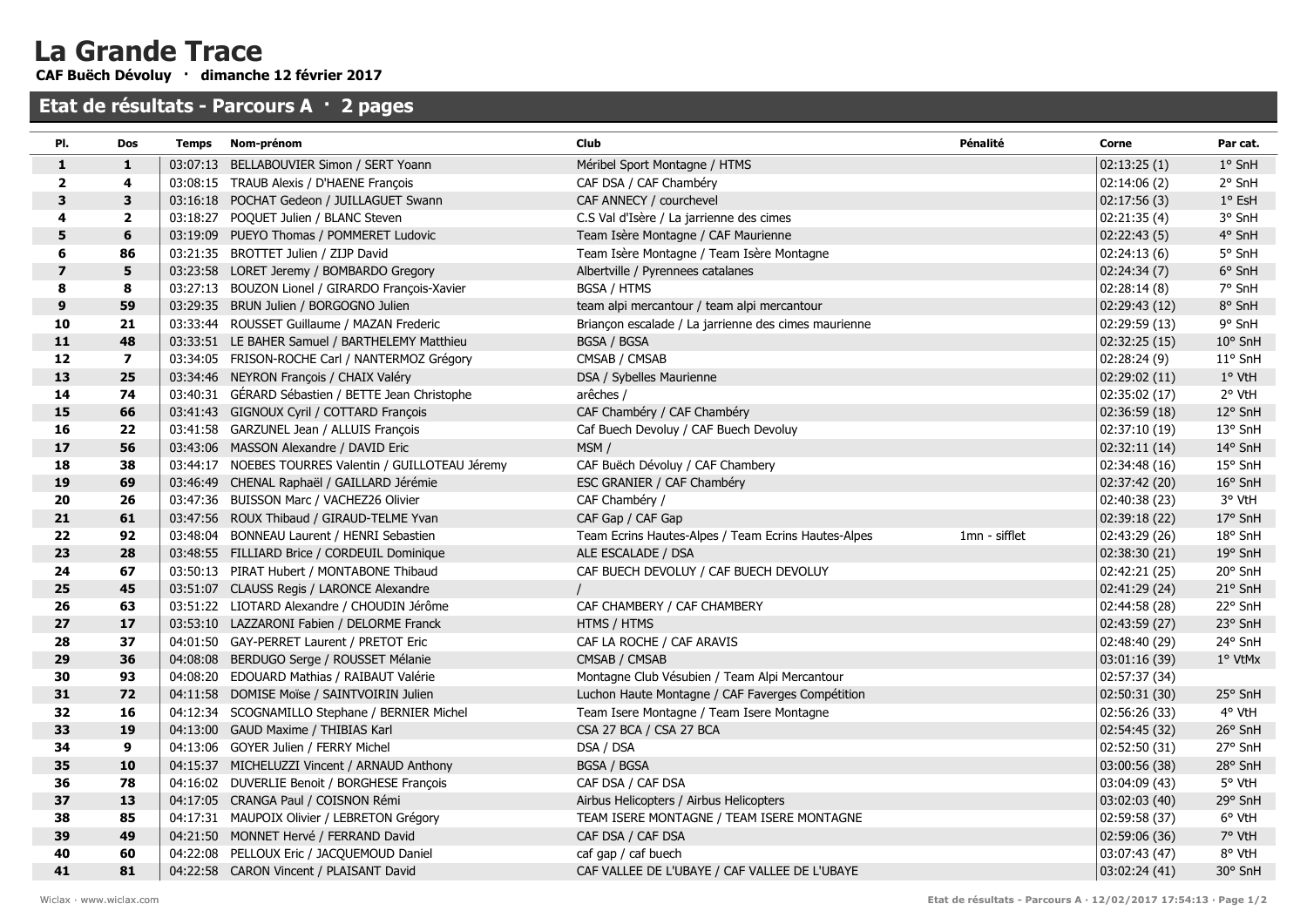# La Grande Trace

**CAF Buëch Dévoluy · dimanche 12 février 2017**

## Etat de résultats - Parcours A · 2 pages

| Pl. | Dos | Temps | Nom-prénom | Club | Pénalité | Corne | Par cat. |
|---|---|---|---|---|---|---|---|
| 1 | 1 | 03:07:13 | BELLABOUVIER Simon / SERT Yoann | Méribel Sport Montagne / HTMS | | 02:13:25 (1) | 1° SnH |
| 2 | 4 | 03:08:15 | TRAUB Alexis / D'HAENE François | CAF DSA / CAF Chambéry | | 02:14:06 (2) | 2° SnH |
| 3 | 3 | 03:16:18 | POCHAT Gedeon / JUILLAGUET Swann | CAF ANNECY / courchevel | | 02:17:56 (3) | 1° EsH |
| 4 | 2 | 03:18:27 | POQUET Julien / BLANC Steven | C.S Val d'Isère / La jarrienne des cimes | | 02:21:35 (4) | 3° SnH |
| 5 | 6 | 03:19:09 | PUEYO Thomas / POMMERET Ludovic | Team Isère Montagne / CAF Maurienne | | 02:22:43 (5) | 4° SnH |
| 6 | 86 | 03:21:35 | BROTTET Julien / ZIJP David | Team Isère Montagne / Team Isère Montagne | | 02:24:13 (6) | 5° SnH |
| 7 | 5 | 03:23:58 | LORET Jeremy / BOMBARDO Gregory | Albertville / Pyrennees catalanes | | 02:24:34 (7) | 6° SnH |
| 8 | 8 | 03:27:13 | BOUZON Lionel / GIRARDO François-Xavier | BGSA / HTMS | | 02:28:14 (8) | 7° SnH |
| 9 | 59 | 03:29:35 | BRUN Julien / BORGOGNO Julien | team alpi mercantour / team alpi mercantour | | 02:29:43 (12) | 8° SnH |
| 10 | 21 | 03:33:44 | ROUSSET Guillaume / MAZAN Frederic | Briançon escalade / La jarrienne des cimes maurienne | | 02:29:59 (13) | 9° SnH |
| 11 | 48 | 03:33:51 | LE BAHER Samuel / BARTHELEMY Matthieu | BGSA / BGSA | | 02:32:25 (15) | 10° SnH |
| 12 | 7 | 03:34:05 | FRISON-ROCHE Carl / NANTERMOZ Grégory | CMSAB / CMSAB | | 02:28:24 (9) | 11° SnH |
| 13 | 25 | 03:34:46 | NEYRON François / CHAIX Valéry | DSA / Sybelles Maurienne | | 02:29:02 (11) | 1° VtH |
| 14 | 74 | 03:40:31 | GÉRARD Sébastien / BETTE Jean Christophe | arêches / | | 02:35:02 (17) | 2° VtH |
| 15 | 66 | 03:41:43 | GIGNOUX Cyril / COTTARD François | CAF Chambéry / CAF Chambéry | | 02:36:59 (18) | 12° SnH |
| 16 | 22 | 03:41:58 | GARZUNEL Jean / ALLUIS François | Caf Buech Devoluy / CAF Buech Devoluy | | 02:37:10 (19) | 13° SnH |
| 17 | 56 | 03:43:06 | MASSON Alexandre / DAVID Eric | MSM / | | 02:32:11 (14) | 14° SnH |
| 18 | 38 | 03:44:17 | NOEBES TOURRES Valentin / GUILLOTEAU Jéremy | CAF Buëch Dévoluy / CAF Chambery | | 02:34:48 (16) | 15° SnH |
| 19 | 69 | 03:46:49 | CHENAL Raphaël / GAILLARD Jérémie | ESC GRANIER / CAF Chambéry | | 02:37:42 (20) | 16° SnH |
| 20 | 26 | 03:47:36 | BUISSON Marc / VACHEZ26 Olivier | CAF Chambéry / | | 02:40:38 (23) | 3° VtH |
| 21 | 61 | 03:47:56 | ROUX Thibaud / GIRAUD-TELME Yvan | CAF Gap / CAF Gap | | 02:39:18 (22) | 17° SnH |
| 22 | 92 | 03:48:04 | BONNEAU Laurent / HENRI Sebastien | Team Ecrins Hautes-Alpes / Team Ecrins Hautes-Alpes | 1mn - sifflet | 02:43:29 (26) | 18° SnH |
| 23 | 28 | 03:48:55 | FILLIARD Brice / CORDEUIL Dominique | ALE ESCALADE / DSA | | 02:38:30 (21) | 19° SnH |
| 24 | 67 | 03:50:13 | PIRAT Hubert / MONTABONE Thibaud | CAF BUECH DEVOLUY / CAF BUECH DEVOLUY | | 02:42:21 (25) | 20° SnH |
| 25 | 45 | 03:51:07 | CLAUSS Regis / LARONCE Alexandre | / | | 02:41:29 (24) | 21° SnH |
| 26 | 63 | 03:51:22 | LIOTARD Alexandre / CHOUDIN Jérôme | CAF CHAMBERY / CAF CHAMBERY | | 02:44:58 (28) | 22° SnH |
| 27 | 17 | 03:53:10 | LAZZARONI Fabien / DELORME Franck | HTMS / HTMS | | 02:43:59 (27) | 23° SnH |
| 28 | 37 | 04:01:50 | GAY-PERRET Laurent / PRETOT Eric | CAF LA ROCHE / CAF ARAVIS | | 02:48:40 (29) | 24° SnH |
| 29 | 36 | 04:08:08 | BERDUGO Serge / ROUSSET Mélanie | CMSAB / CMSAB | | 03:01:16 (39) | 1° VtMx |
| 30 | 93 | 04:08:20 | EDOUARD Mathias / RAIBAUT Valérie | Montagne Club Vésubien / Team Alpi Mercantour | | 02:57:37 (34) | |
| 31 | 72 | 04:11:58 | DOMISE Moïse / SAINTVOIRIN Julien | Luchon Haute Montagne / CAF Faverges Compétition | | 02:50:31 (30) | 25° SnH |
| 32 | 16 | 04:12:34 | SCOGNAMILLO Stephane / BERNIER Michel | Team Isere Montagne / Team Isere Montagne | | 02:56:26 (33) | 4° VtH |
| 33 | 19 | 04:13:00 | GAUD Maxime / THIBIAS Karl | CSA 27 BCA / CSA 27 BCA | | 02:54:45 (32) | 26° SnH |
| 34 | 9 | 04:13:06 | GOYER Julien / FERRY Michel | DSA / DSA | | 02:52:50 (31) | 27° SnH |
| 35 | 10 | 04:15:37 | MICHELUZZI Vincent / ARNAUD Anthony | BGSA / BGSA | | 03:00:56 (38) | 28° SnH |
| 36 | 78 | 04:16:02 | DUVERLIE Benoit / BORGHESE François | CAF DSA / CAF DSA | | 03:04:09 (43) | 5° VtH |
| 37 | 13 | 04:17:05 | CRANGA Paul / COISNON Rémi | Airbus Helicopters / Airbus Helicopters | | 03:02:03 (40) | 29° SnH |
| 38 | 85 | 04:17:31 | MAUPOIX Olivier / LEBRETON Grégory | TEAM ISERE MONTAGNE / TEAM ISERE MONTAGNE | | 02:59:58 (37) | 6° VtH |
| 39 | 49 | 04:21:50 | MONNET Hervé / FERRAND David | CAF DSA / CAF DSA | | 02:59:06 (36) | 7° VtH |
| 40 | 60 | 04:22:08 | PELLOUX Eric / JACQUEMOUD Daniel | caf gap / caf buech | | 03:07:43 (47) | 8° VtH |
| 41 | 81 | 04:22:58 | CARON Vincent / PLAISANT David | CAF VALLEE DE L'UBAYE / CAF VALLEE DE L'UBAYE | | 03:02:24 (41) | 30° SnH |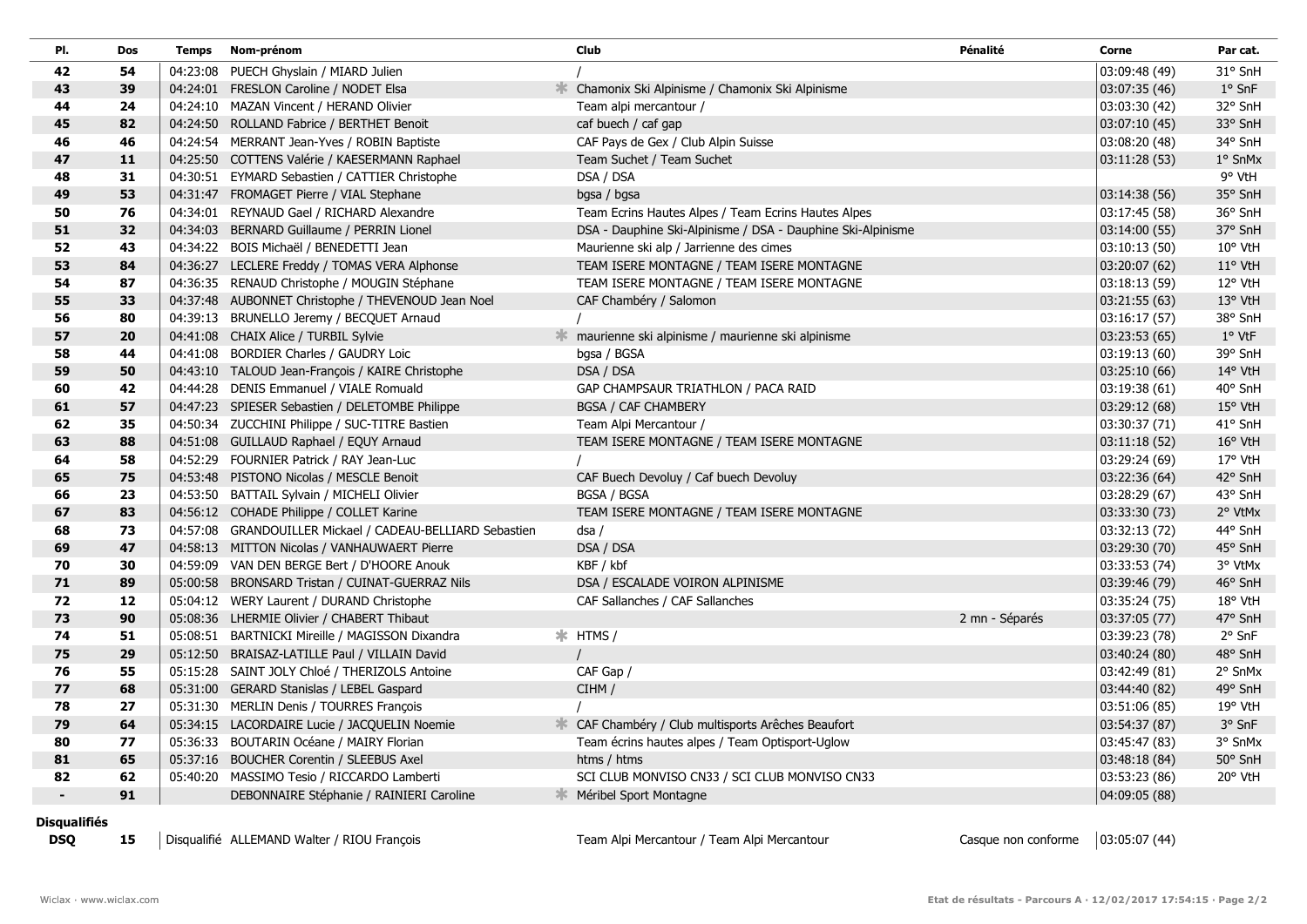| Pl. | Dos | Temps | Nom-prénom | Club | Pénalité | Corne | Par cat. |
|---|---|---|---|---|---|---|---|
| 42 | 54 | 04:23:08 | PUECH Ghyslain / MIARD Julien | / | | 03:09:48 (49) | 31° SnH |
| 43 | 39 | 04:24:01 | FRESLON Caroline / NODET Elsa | * Chamonix Ski Alpinisme / Chamonix Ski Alpinisme | | 03:07:35 (46) | 1° SnF |
| 44 | 24 | 04:24:10 | MAZAN Vincent / HERAND Olivier | Team alpi mercantour / | | 03:03:30 (42) | 32° SnH |
| 45 | 82 | 04:24:50 | ROLLAND Fabrice / BERTHET Benoit | caf buech / caf gap | | 03:07:10 (45) | 33° SnH |
| 46 | 46 | 04:24:54 | MERRANT Jean-Yves / ROBIN Baptiste | CAF Pays de Gex / Club Alpin Suisse | | 03:08:20 (48) | 34° SnH |
| 47 | 11 | 04:25:50 | COTTENS Valérie / KAESERMANN Raphael | Team Suchet / Team Suchet | | 03:11:28 (53) | 1° SnMx |
| 48 | 31 | 04:30:51 | EYMARD Sebastien / CATTIER Christophe | DSA / DSA | | | 9° VtH |
| 49 | 53 | 04:31:47 | FROMAGET Pierre / VIAL Stephane | bgsa / bgsa | | 03:14:38 (56) | 35° SnH |
| 50 | 76 | 04:34:01 | REYNAUD Gael / RICHARD Alexandre | Team Ecrins Hautes Alpes / Team Ecrins Hautes Alpes | | 03:17:45 (58) | 36° SnH |
| 51 | 32 | 04:34:03 | BERNARD Guillaume / PERRIN Lionel | DSA - Dauphine Ski-Alpinisme / DSA - Dauphine Ski-Alpinisme | | 03:14:00 (55) | 37° SnH |
| 52 | 43 | 04:34:22 | BOIS Michaël / BENEDETTI Jean | Maurienne ski alp / Jarrienne des cimes | | 03:10:13 (50) | 10° VtH |
| 53 | 84 | 04:36:27 | LECLERE Freddy / TOMAS VERA Alphonse | TEAM ISERE MONTAGNE / TEAM ISERE MONTAGNE | | 03:20:07 (62) | 11° VtH |
| 54 | 87 | 04:36:35 | RENAUD Christophe / MOUGIN Stéphane | TEAM ISERE MONTAGNE / TEAM ISERE MONTAGNE | | 03:18:13 (59) | 12° VtH |
| 55 | 33 | 04:37:48 | AUBONNET Christophe / THEVENOUD Jean Noel | CAF Chambéry / Salomon | | 03:21:55 (63) | 13° VtH |
| 56 | 80 | 04:39:13 | BRUNELLO Jeremy / BECQUET Arnaud | / | | 03:16:17 (57) | 38° SnH |
| 57 | 20 | 04:41:08 | CHAIX Alice / TURBIL Sylvie | * maurienne ski alpinisme / maurienne ski alpinisme | | 03:23:53 (65) | 1° VtF |
| 58 | 44 | 04:41:08 | BORDIER Charles / GAUDRY Loic | bgsa / BGSA | | 03:19:13 (60) | 39° SnH |
| 59 | 50 | 04:43:10 | TALOUD Jean-François / KAIRE Christophe | DSA / DSA | | 03:25:10 (66) | 14° VtH |
| 60 | 42 | 04:44:28 | DENIS Emmanuel / VIALE Romuald | GAP CHAMPSAUR TRIATHLON / PACA RAID | | 03:19:38 (61) | 40° SnH |
| 61 | 57 | 04:47:23 | SPIESER Sebastien / DELETOMBE Philippe | BGSA / CAF CHAMBERY | | 03:29:12 (68) | 15° VtH |
| 62 | 35 | 04:50:34 | ZUCCHINI Philippe / SUC-TITRE Bastien | Team Alpi Mercantour / | | 03:30:37 (71) | 41° SnH |
| 63 | 88 | 04:51:08 | GUILLAUD Raphael / EQUY Arnaud | TEAM ISERE MONTAGNE / TEAM ISERE MONTAGNE | | 03:11:18 (52) | 16° VtH |
| 64 | 58 | 04:52:29 | FOURNIER Patrick / RAY Jean-Luc | / | | 03:29:24 (69) | 17° VtH |
| 65 | 75 | 04:53:48 | PISTONO Nicolas / MESCLE Benoit | CAF Buech Devoluy / Caf buech Devoluy | | 03:22:36 (64) | 42° SnH |
| 66 | 23 | 04:53:50 | BATTAIL Sylvain / MICHELI Olivier | BGSA / BGSA | | 03:28:29 (67) | 43° SnH |
| 67 | 83 | 04:56:12 | COHADE Philippe / COLLET Karine | TEAM ISERE MONTAGNE / TEAM ISERE MONTAGNE | | 03:33:30 (73) | 2° VtMx |
| 68 | 73 | 04:57:08 | GRANDOUILLER Mickael / CADEAU-BELLIARD Sebastien | dsa / | | 03:32:13 (72) | 44° SnH |
| 69 | 47 | 04:58:13 | MITTON Nicolas / VANHAUWAERT Pierre | DSA / DSA | | 03:29:30 (70) | 45° SnH |
| 70 | 30 | 04:59:09 | VAN DEN BERGE Bert / D'HOORE Anouk | KBF / kbf | | 03:33:53 (74) | 3° VtMx |
| 71 | 89 | 05:00:58 | BRONSARD Tristan / CUINAT-GUERRAZ Nils | DSA / ESCALADE VOIRON ALPINISME | | 03:39:46 (79) | 46° SnH |
| 72 | 12 | 05:04:12 | WERY Laurent / DURAND Christophe | CAF Sallanches / CAF Sallanches | | 03:35:24 (75) | 18° VtH |
| 73 | 90 | 05:08:36 | LHERMIE Olivier / CHABERT Thibaut | | 2 mn - Séparés | 03:37:05 (77) | 47° SnH |
| 74 | 51 | 05:08:51 | BARTNICKI Mireille / MAGISSON Dixandra | * HTMS / | | 03:39:23 (78) | 2° SnF |
| 75 | 29 | 05:12:50 | BRAISAZ-LATILLE Paul / VILLAIN David | / | | 03:40:24 (80) | 48° SnH |
| 76 | 55 | 05:15:28 | SAINT JOLY Chloé / THERIZOLS Antoine | CAF Gap / | | 03:42:49 (81) | 2° SnMx |
| 77 | 68 | 05:31:00 | GERARD Stanislas / LEBEL Gaspard | CIHM / | | 03:44:40 (82) | 49° SnH |
| 78 | 27 | 05:31:30 | MERLIN Denis / TOURRES François | / | | 03:51:06 (85) | 19° VtH |
| 79 | 64 | 05:34:15 | LACORDAIRE Lucie / JACQUELIN Noemie | * CAF Chambéry / Club multisports Arêches Beaufort | | 03:54:37 (87) | 3° SnF |
| 80 | 77 | 05:36:33 | BOUTARIN Océane / MAIRY Florian | Team écrins hautes alpes / Team Optisport-Uglow | | 03:45:47 (83) | 3° SnMx |
| 81 | 65 | 05:37:16 | BOUCHER Corentin / SLEEBUS Axel | htms / htms | | 03:48:18 (84) | 50° SnH |
| 82 | 62 | 05:40:20 | MASSIMO Tesio / RICCARDO Lamberti | SCI CLUB MONVISO CN33 / SCI CLUB MONVISO CN33 | | 03:53:23 (86) | 20° VtH |
| - | 91 | | DEBONNAIRE Stéphanie / RAINIERI Caroline | * Méribel Sport Montagne | | 04:09:05 (88) | |

**Disqualifiés**

| | | | | | | |
|---|---|---|---|---|---|---|
| DSQ | 15 | Disqualifié | ALLEMAND Walter / RIOU François | Team Alpi Mercantour / Team Alpi Mercantour | Casque non conforme | 03:05:07 (44) |